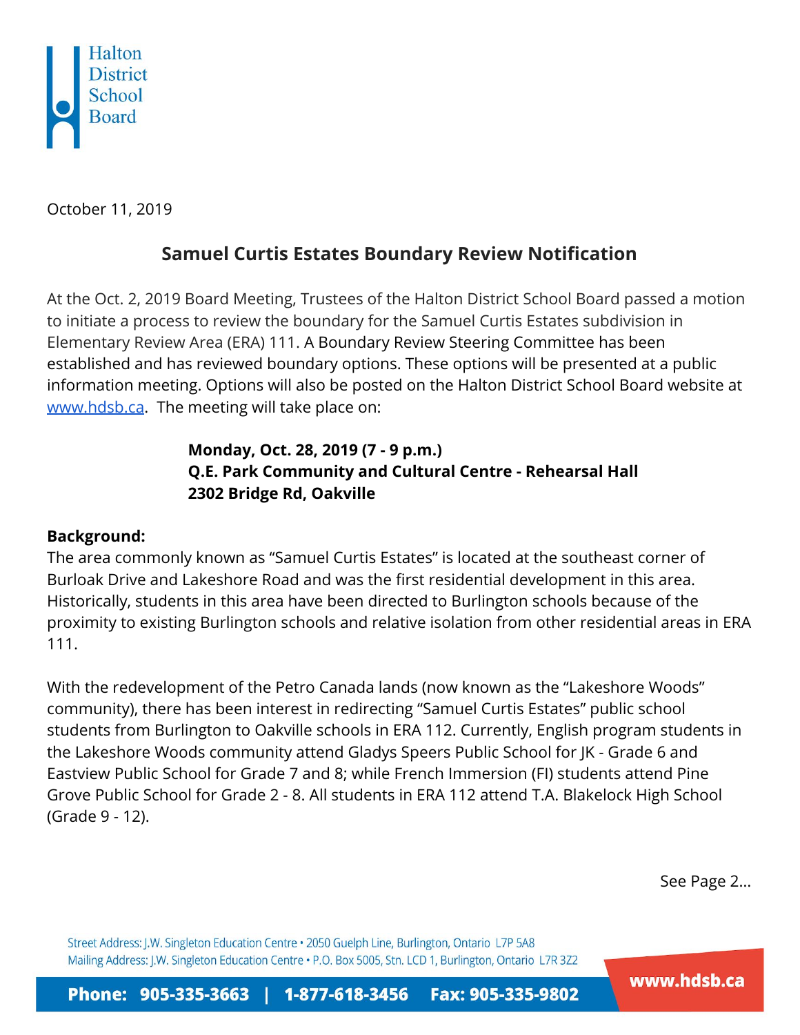Halton District School Board

October 11, 2019

## Samuel Curtis Estates Boundary Review Notification

At the Oct. 2, 2019 Board Meeting, Trustees of the Halton District School Board passed a motion to initiate a process to review the boundary for the Samuel Curtis Estates subdivision in Elementary Review Area (ERA) 111. A Boundary Review Steering Committee has been established and has reviewed boundary options. These options will be presented at a public information meeting. Options will also be posted on the Halton District School Board website at [www.hdsb.ca](http://www.hdsb.ca). The meeting will take place on:

**Monday, Oct. 28, 2019 (7 - 9 p.m.)**
**Q.E. Park Community and Cultural Centre - Rehearsal Hall**
**2302 Bridge Rd, Oakville**

**Background:**

The area commonly known as "Samuel Curtis Estates" is located at the southeast corner of Burloak Drive and Lakeshore Road and was the first residential development in this area. Historically, students in this area have been directed to Burlington schools because of the proximity to existing Burlington schools and relative isolation from other residential areas in ERA 111.

With the redevelopment of the Petro Canada lands (now known as the "Lakeshore Woods" community), there has been interest in redirecting "Samuel Curtis Estates" public school students from Burlington to Oakville schools in ERA 112. Currently, English program students in the Lakeshore Woods community attend Gladys Speers Public School for JK - Grade 6 and Eastview Public School for Grade 7 and 8; while French Immersion (FI) students attend Pine Grove Public School for Grade 2 - 8. All students in ERA 112 attend T.A. Blakelock High School (Grade 9 - 12).

See Page 2...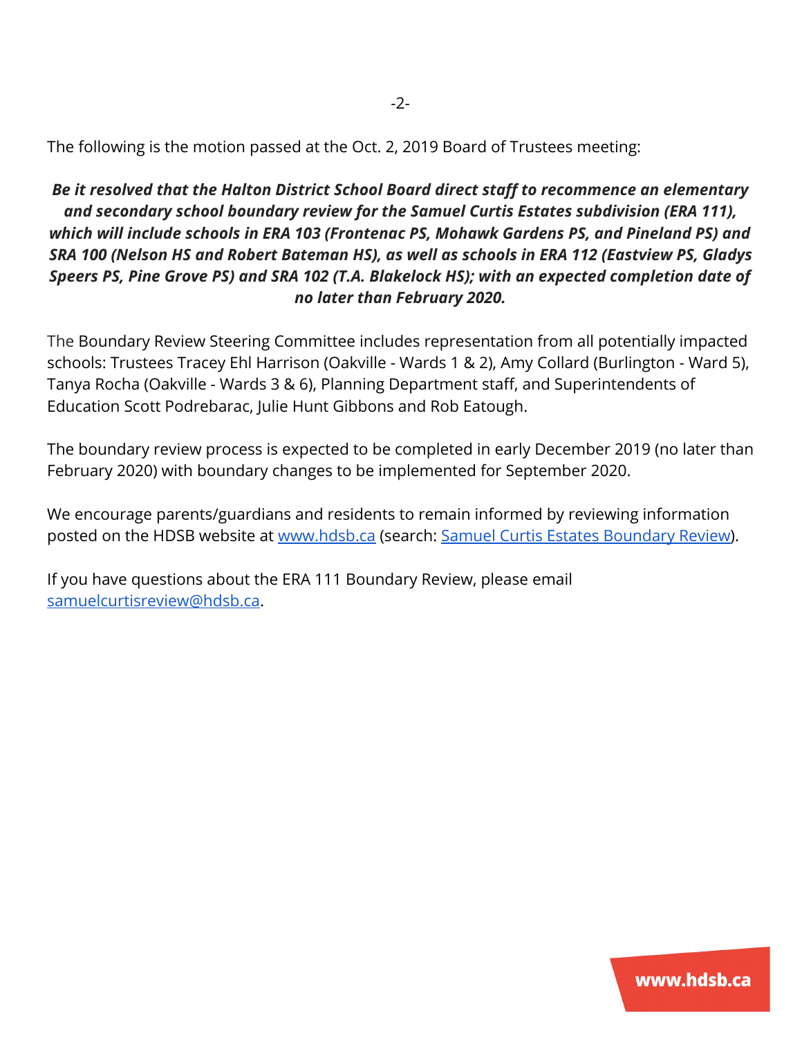The following is the motion passed at the Oct. 2, 2019 Board of Trustees meeting:

***Be it resolved that the Halton District School Board direct staff to recommence an elementary and secondary school boundary review for the Samuel Curtis Estates subdivision (ERA 111), which will include schools in ERA 103 (Frontenac PS, Mohawk Gardens PS, and Pineland PS) and SRA 100 (Nelson HS and Robert Bateman HS), as well as schools in ERA 112 (Eastview PS, Gladys Speers PS, Pine Grove PS) and SRA 102 (T.A. Blakelock HS); with an expected completion date of no later than February 2020.***

The Boundary Review Steering Committee includes representation from all potentially impacted schools: Trustees Tracey Ehl Harrison (Oakville - Wards 1 & 2), Amy Collard (Burlington - Ward 5), Tanya Rocha (Oakville - Wards 3 & 6), Planning Department staff, and Superintendents of Education Scott Podrebarac, Julie Hunt Gibbons and Rob Eatough.

The boundary review process is expected to be completed in early December 2019 (no later than February 2020) with boundary changes to be implemented for September 2020.

We encourage parents/guardians and residents to remain informed by reviewing information posted on the HDSB website at [www.hdsb.ca](http://www.hdsb.ca) (search: [Samuel Curtis Estates Boundary Review](http://www.hdsb.ca)).

If you have questions about the ERA 111 Boundary Review, please email [samuelcurtisreview@hdsb.ca](mailto:samuelcurtisreview@hdsb.ca).